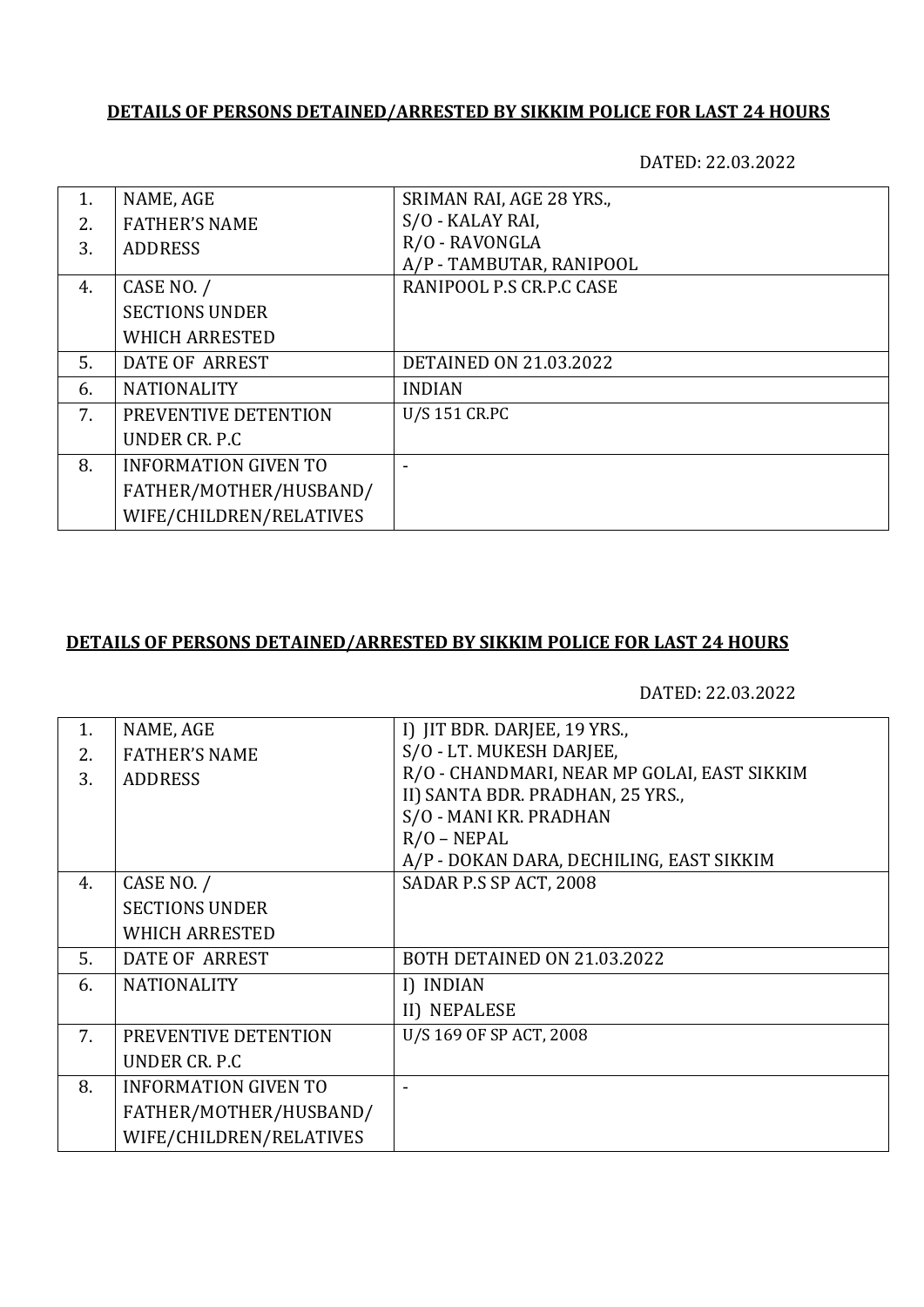**DETAILS OF PERSONS DETAINED/ARRESTED BY SIKKIM POLICE FOR LAST 24 HOURS**

DATED: 22.03.2022

| | | |
|---|---|---|
| 1.<br>2.<br>3. | NAME, AGE<br>FATHER'S NAME<br>ADDRESS | SRIMAN RAI, AGE 28 YRS.,<br>S/O - KALAY RAI,<br>R/O - RAVONGLA<br>A/P - TAMBUTAR, RANIPOOL |
| 4. | CASE NO. /<br>SECTIONS UNDER<br>WHICH ARRESTED | RANIPOOL P.S CR.P.C CASE |
| 5. | DATE OF ARREST | DETAINED ON 21.03.2022 |
| 6. | NATIONALITY | INDIAN |
| 7. | PREVENTIVE DETENTION<br>UNDER CR. P.C | U/S 151 CR.PC |
| 8. | INFORMATION GIVEN TO<br>FATHER/MOTHER/HUSBAND/<br>WIFE/CHILDREN/RELATIVES | - |

**DETAILS OF PERSONS DETAINED/ARRESTED BY SIKKIM POLICE FOR LAST 24 HOURS**

DATED: 22.03.2022

| | | |
|---|---|---|
| 1.<br>2.<br>3. | NAME, AGE<br>FATHER'S NAME<br>ADDRESS | I) JIT BDR. DARJEE, 19 YRS.,<br>S/O - LT. MUKESH DARJEE,<br>R/O - CHANDMARI, NEAR MP GOLAI, EAST SIKKIM<br>II) SANTA BDR. PRADHAN, 25 YRS.,<br>S/O - MANI KR. PRADHAN<br>R/O – NEPAL<br>A/P - DOKAN DARA, DECHILING, EAST SIKKIM |
| 4. | CASE NO. /<br>SECTIONS UNDER<br>WHICH ARRESTED | SADAR P.S SP ACT, 2008 |
| 5. | DATE OF ARREST | BOTH DETAINED ON 21.03.2022 |
| 6. | NATIONALITY | I) INDIAN<br>II) NEPALESE |
| 7. | PREVENTIVE DETENTION<br>UNDER CR. P.C | U/S 169 OF SP ACT, 2008 |
| 8. | INFORMATION GIVEN TO<br>FATHER/MOTHER/HUSBAND/<br>WIFE/CHILDREN/RELATIVES | - |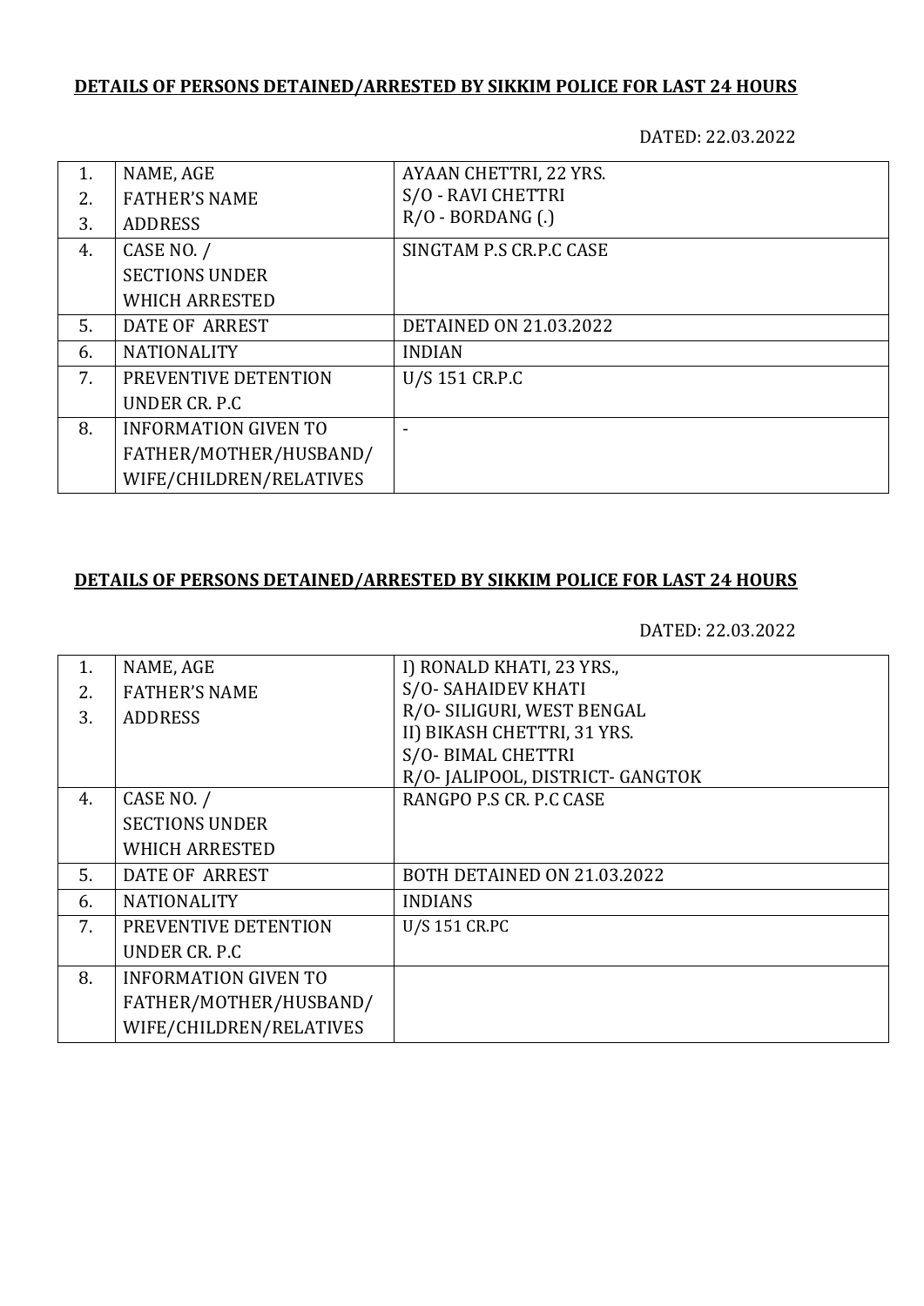**DETAILS OF PERSONS DETAINED/ARRESTED BY SIKKIM POLICE FOR LAST 24 HOURS**

DATED: 22.03.2022

| | | |
|---|---|---|
| 1.<br>2.<br>3. | NAME, AGE<br>FATHER'S NAME<br>ADDRESS | AYAAN CHETTRI, 22 YRS.<br>S/O - RAVI CHETTRI<br>R/O - BORDANG (.) |
| 4. | CASE NO. /<br>SECTIONS UNDER<br>WHICH ARRESTED | SINGTAM P.S CR.P.C CASE |
| 5. | DATE OF ARREST | DETAINED ON 21.03.2022 |
| 6. | NATIONALITY | INDIAN |
| 7. | PREVENTIVE DETENTION<br>UNDER CR. P.C | U/S 151 CR.P.C |
| 8. | INFORMATION GIVEN TO<br>FATHER/MOTHER/HUSBAND/<br>WIFE/CHILDREN/RELATIVES | - |

**DETAILS OF PERSONS DETAINED/ARRESTED BY SIKKIM POLICE FOR LAST 24 HOURS**

DATED: 22.03.2022

| | | |
|---|---|---|
| 1.<br>2.<br>3. | NAME, AGE<br>FATHER'S NAME<br>ADDRESS | I) RONALD KHATI, 23 YRS.,<br>S/O- SAHAIDEV KHATI<br>R/O- SILIGURI, WEST BENGAL<br>II) BIKASH CHETTRI, 31 YRS.<br>S/O- BIMAL CHETTRI<br>R/O- JALIPOOL, DISTRICT- GANGTOK |
| 4. | CASE NO. /<br>SECTIONS UNDER<br>WHICH ARRESTED | RANGPO P.S CR. P.C CASE |
| 5. | DATE OF ARREST | BOTH DETAINED ON 21.03.2022 |
| 6. | NATIONALITY | INDIANS |
| 7. | PREVENTIVE DETENTION<br>UNDER CR. P.C | U/S 151 CR.PC |
| 8. | INFORMATION GIVEN TO<br>FATHER/MOTHER/HUSBAND/<br>WIFE/CHILDREN/RELATIVES | |